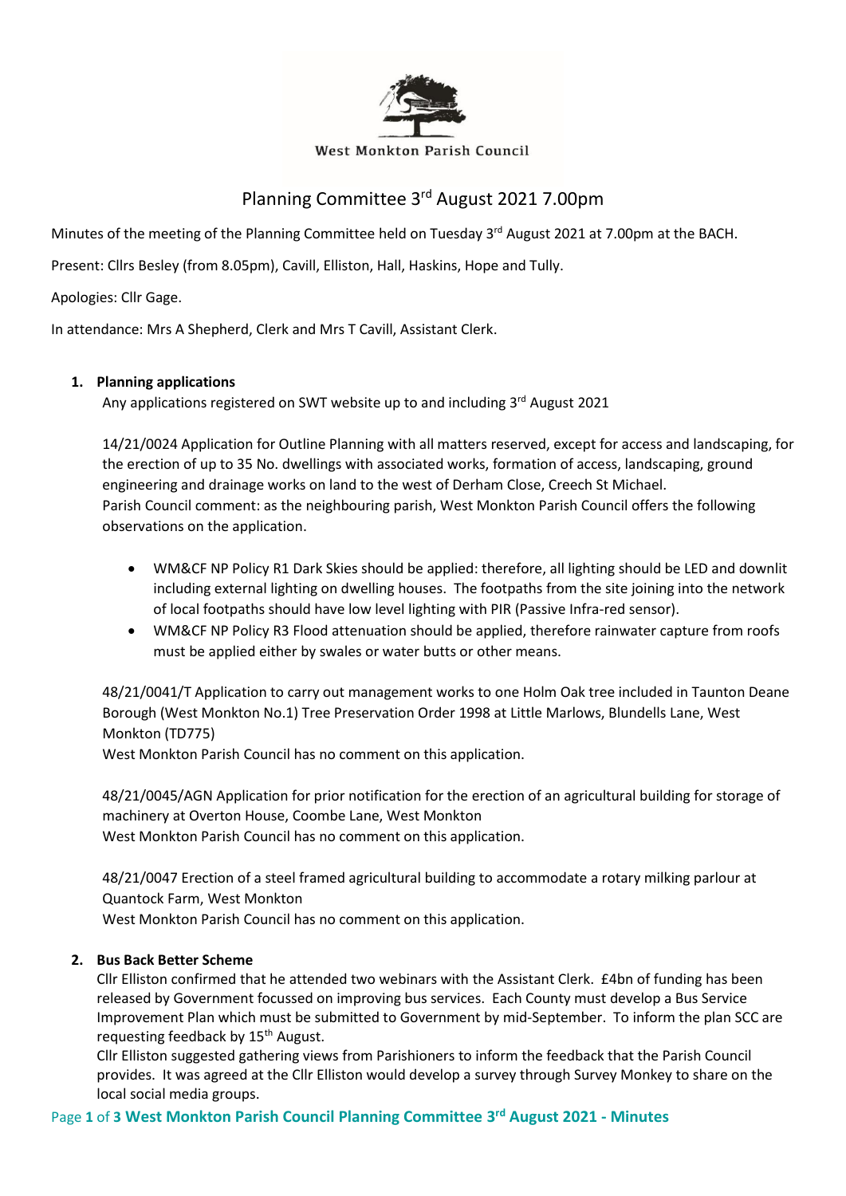West Monkton Parish Council

# Planning Committee 3rd August 2021 7.00pm

Minutes of the meeting of the Planning Committee held on Tuesday 3rd August 2021 at 7.00pm at the BACH.

Present: Cllrs Besley (from 8.05pm), Cavill, Elliston, Hall, Haskins, Hope and Tully.

Apologies: Cllr Gage.

In attendance: Mrs A Shepherd, Clerk and Mrs T Cavill, Assistant Clerk.

1. **Planning applications**

   Any applications registered on SWT website up to and including 3rd August 2021

   14/21/0024 Application for Outline Planning with all matters reserved, except for access and landscaping, for the erection of up to 35 No. dwellings with associated works, formation of access, landscaping, ground engineering and drainage works on land to the west of Derham Close, Creech St Michael.
   Parish Council comment: as the neighbouring parish, West Monkton Parish Council offers the following observations on the application.

   - WM&CF NP Policy R1 Dark Skies should be applied: therefore, all lighting should be LED and downlit including external lighting on dwelling houses. The footpaths from the site joining into the network of local footpaths should have low level lighting with PIR (Passive Infra-red sensor).
   - WM&CF NP Policy R3 Flood attenuation should be applied, therefore rainwater capture from roofs must be applied either by swales or water butts or other means.

   48/21/0041/T Application to carry out management works to one Holm Oak tree included in Taunton Deane Borough (West Monkton No.1) Tree Preservation Order 1998 at Little Marlows, Blundells Lane, West Monkton (TD775)
   West Monkton Parish Council has no comment on this application.

   48/21/0045/AGN Application for prior notification for the erection of an agricultural building for storage of machinery at Overton House, Coombe Lane, West Monkton
   West Monkton Parish Council has no comment on this application.

   48/21/0047 Erection of a steel framed agricultural building to accommodate a rotary milking parlour at Quantock Farm, West Monkton
   West Monkton Parish Council has no comment on this application.

2. **Bus Back Better Scheme**

   Cllr Elliston confirmed that he attended two webinars with the Assistant Clerk. £4bn of funding has been released by Government focussed on improving bus services. Each County must develop a Bus Service Improvement Plan which must be submitted to Government by mid-September. To inform the plan SCC are requesting feedback by 15th August.
   Cllr Elliston suggested gathering views from Parishioners to inform the feedback that the Parish Council provides. It was agreed at the Cllr Elliston would develop a survey through Survey Monkey to share on the local social media groups.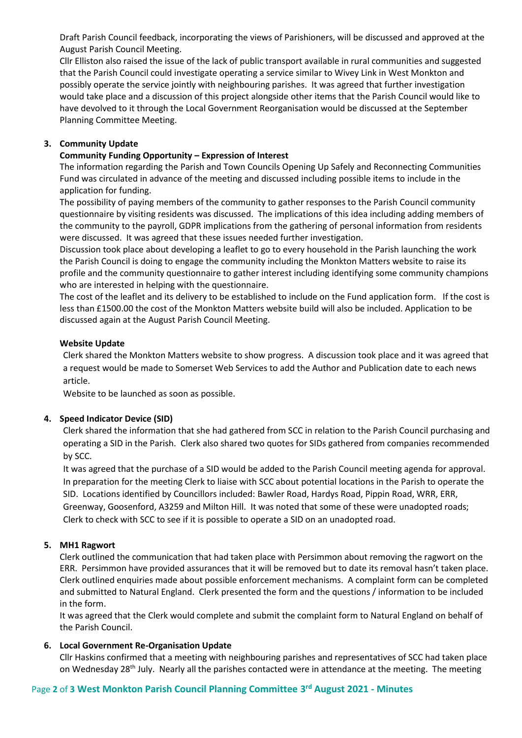Draft Parish Council feedback, incorporating the views of Parishioners, will be discussed and approved at the August Parish Council Meeting.

Cllr Elliston also raised the issue of the lack of public transport available in rural communities and suggested that the Parish Council could investigate operating a service similar to Wivey Link in West Monkton and possibly operate the service jointly with neighbouring parishes. It was agreed that further investigation would take place and a discussion of this project alongside other items that the Parish Council would like to have devolved to it through the Local Government Reorganisation would be discussed at the September Planning Committee Meeting.

**3. Community Update**

**Community Funding Opportunity – Expression of Interest**

The information regarding the Parish and Town Councils Opening Up Safely and Reconnecting Communities Fund was circulated in advance of the meeting and discussed including possible items to include in the application for funding.

The possibility of paying members of the community to gather responses to the Parish Council community questionnaire by visiting residents was discussed. The implications of this idea including adding members of the community to the payroll, GDPR implications from the gathering of personal information from residents were discussed. It was agreed that these issues needed further investigation.

Discussion took place about developing a leaflet to go to every household in the Parish launching the work the Parish Council is doing to engage the community including the Monkton Matters website to raise its profile and the community questionnaire to gather interest including identifying some community champions who are interested in helping with the questionnaire.

The cost of the leaflet and its delivery to be established to include on the Fund application form. If the cost is less than £1500.00 the cost of the Monkton Matters website build will also be included. Application to be discussed again at the August Parish Council Meeting.

**Website Update**

Clerk shared the Monkton Matters website to show progress. A discussion took place and it was agreed that a request would be made to Somerset Web Services to add the Author and Publication date to each news article.

Website to be launched as soon as possible.

**4. Speed Indicator Device (SID)**

Clerk shared the information that she had gathered from SCC in relation to the Parish Council purchasing and operating a SID in the Parish. Clerk also shared two quotes for SIDs gathered from companies recommended by SCC.

It was agreed that the purchase of a SID would be added to the Parish Council meeting agenda for approval. In preparation for the meeting Clerk to liaise with SCC about potential locations in the Parish to operate the SID. Locations identified by Councillors included: Bawler Road, Hardys Road, Pippin Road, WRR, ERR, Greenway, Goosenford, A3259 and Milton Hill. It was noted that some of these were unadopted roads; Clerk to check with SCC to see if it is possible to operate a SID on an unadopted road.

**5. MH1 Ragwort**

Clerk outlined the communication that had taken place with Persimmon about removing the ragwort on the ERR. Persimmon have provided assurances that it will be removed but to date its removal hasn't taken place. Clerk outlined enquiries made about possible enforcement mechanisms. A complaint form can be completed and submitted to Natural England. Clerk presented the form and the questions / information to be included in the form.

It was agreed that the Clerk would complete and submit the complaint form to Natural England on behalf of the Parish Council.

**6. Local Government Re-Organisation Update**

Cllr Haskins confirmed that a meeting with neighbouring parishes and representatives of SCC had taken place on Wednesday 28th July. Nearly all the parishes contacted were in attendance at the meeting. The meeting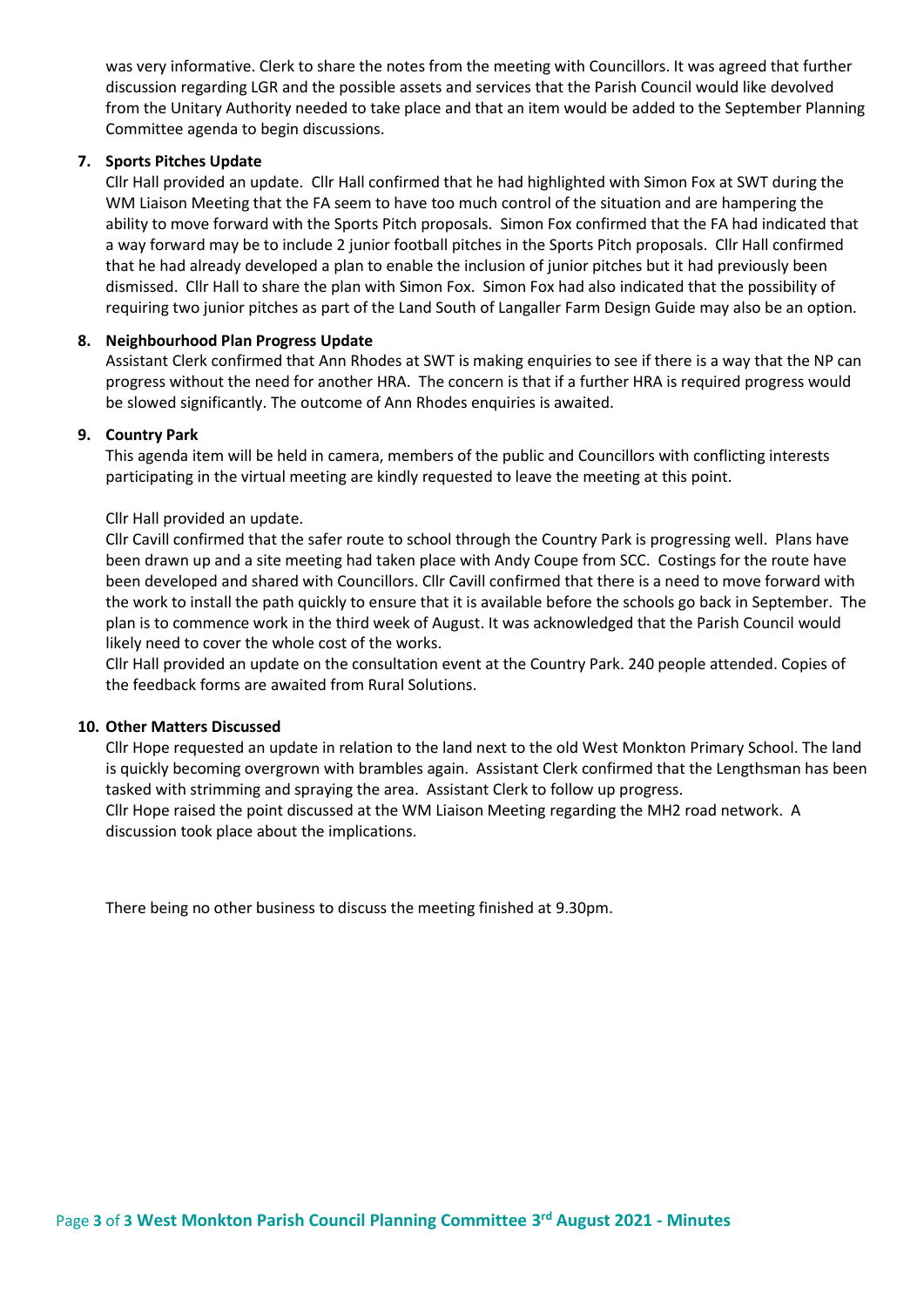was very informative. Clerk to share the notes from the meeting with Councillors. It was agreed that further discussion regarding LGR and the possible assets and services that the Parish Council would like devolved from the Unitary Authority needed to take place and that an item would be added to the September Planning Committee agenda to begin discussions.

**7. Sports Pitches Update**

Cllr Hall provided an update. Cllr Hall confirmed that he had highlighted with Simon Fox at SWT during the WM Liaison Meeting that the FA seem to have too much control of the situation and are hampering the ability to move forward with the Sports Pitch proposals. Simon Fox confirmed that the FA had indicated that a way forward may be to include 2 junior football pitches in the Sports Pitch proposals. Cllr Hall confirmed that he had already developed a plan to enable the inclusion of junior pitches but it had previously been dismissed. Cllr Hall to share the plan with Simon Fox. Simon Fox had also indicated that the possibility of requiring two junior pitches as part of the Land South of Langaller Farm Design Guide may also be an option.

**8. Neighbourhood Plan Progress Update**

Assistant Clerk confirmed that Ann Rhodes at SWT is making enquiries to see if there is a way that the NP can progress without the need for another HRA. The concern is that if a further HRA is required progress would be slowed significantly. The outcome of Ann Rhodes enquiries is awaited.

**9. Country Park**

This agenda item will be held in camera, members of the public and Councillors with conflicting interests participating in the virtual meeting are kindly requested to leave the meeting at this point.

Cllr Hall provided an update.

Cllr Cavill confirmed that the safer route to school through the Country Park is progressing well. Plans have been drawn up and a site meeting had taken place with Andy Coupe from SCC. Costings for the route have been developed and shared with Councillors. Cllr Cavill confirmed that there is a need to move forward with the work to install the path quickly to ensure that it is available before the schools go back in September. The plan is to commence work in the third week of August. It was acknowledged that the Parish Council would likely need to cover the whole cost of the works.

Cllr Hall provided an update on the consultation event at the Country Park. 240 people attended. Copies of the feedback forms are awaited from Rural Solutions.

**10. Other Matters Discussed**

Cllr Hope requested an update in relation to the land next to the old West Monkton Primary School. The land is quickly becoming overgrown with brambles again. Assistant Clerk confirmed that the Lengthsman has been tasked with strimming and spraying the area. Assistant Clerk to follow up progress.

Cllr Hope raised the point discussed at the WM Liaison Meeting regarding the MH2 road network. A discussion took place about the implications.

There being no other business to discuss the meeting finished at 9.30pm.